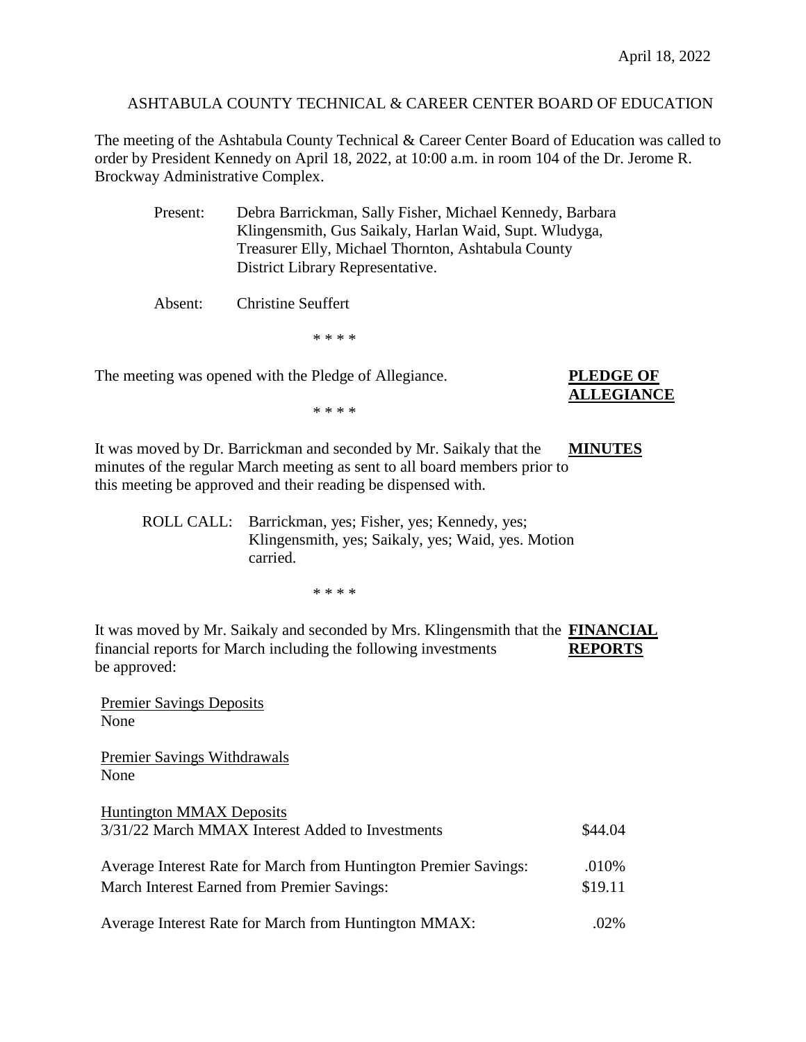April 18, 2022

# ASHTABULA COUNTY TECHNICAL & CAREER CENTER BOARD OF EDUCATION

The meeting of the Ashtabula County Technical & Career Center Board of Education was called to order by President Kennedy on April 18, 2022, at 10:00 a.m. in room 104 of the Dr. Jerome R. Brockway Administrative Complex.

Present: Debra Barrickman, Sally Fisher, Michael Kennedy, Barbara Klingensmith, Gus Saikaly, Harlan Waid, Supt. Wludyga, Treasurer Elly, Michael Thornton, Ashtabula County District Library Representative.

Absent: Christine Seuffert

\* \* \* \*

**PLEDGE OF ALLEGIANCE**

The meeting was opened with the Pledge of Allegiance.

\* \* \* \*

**MINUTES**

It was moved by Dr. Barrickman and seconded by Mr. Saikaly that the minutes of the regular March meeting as sent to all board members prior to this meeting be approved and their reading be dispensed with.

ROLL CALL: Barrickman, yes; Fisher, yes; Kennedy, yes; Klingensmith, yes; Saikaly, yes; Waid, yes. Motion carried.

\* \* \* \*

**FINANCIAL REPORTS**

It was moved by Mr. Saikaly and seconded by Mrs. Klingensmith that the financial reports for March including the following investments be approved:

Premier Savings Deposits
None

Premier Savings Withdrawals
None

Huntington MMAX Deposits

| | |
|---|---|
| 3/31/22 March MMAX Interest Added to Investments | $44.04 |
| Average Interest Rate for March from Huntington Premier Savings: | .010% |
| March Interest Earned from Premier Savings: | $19.11 |
| Average Interest Rate for March from Huntington MMAX: | .02% |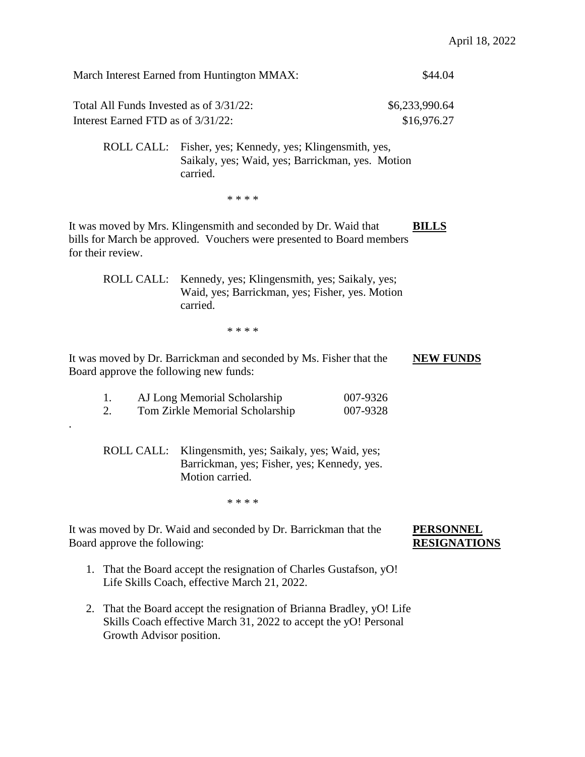April 18, 2022

| | |
|---|---|
| March Interest Earned from Huntington MMAX: | $44.04 |
| Total All Funds Invested as of 3/31/22: | $6,233,990.64 |
| Interest Earned FTD as of 3/31/22: | $16,976.27 |

ROLL CALL: Fisher, yes; Kennedy, yes; Klingensmith, yes, Saikaly, yes; Waid, yes; Barrickman, yes. Motion carried.

\* \* \* \*

**BILLS**

It was moved by Mrs. Klingensmith and seconded by Dr. Waid that bills for March be approved. Vouchers were presented to Board members for their review.

ROLL CALL: Kennedy, yes; Klingensmith, yes; Saikaly, yes; Waid, yes; Barrickman, yes; Fisher, yes. Motion carried.

\* \* \* \*

**NEW FUNDS**

It was moved by Dr. Barrickman and seconded by Ms. Fisher that the Board approve the following new funds:

1. AJ Long Memorial Scholarship 007-9326
2. Tom Zirkle Memorial Scholarship 007-9328

.

ROLL CALL: Klingensmith, yes; Saikaly, yes; Waid, yes; Barrickman, yes; Fisher, yes; Kennedy, yes. Motion carried.

\* \* \* \*

**PERSONNEL RESIGNATIONS**

It was moved by Dr. Waid and seconded by Dr. Barrickman that the Board approve the following:

1. That the Board accept the resignation of Charles Gustafson, yO! Life Skills Coach, effective March 21, 2022.
2. That the Board accept the resignation of Brianna Bradley, yO! Life Skills Coach effective March 31, 2022 to accept the yO! Personal Growth Advisor position.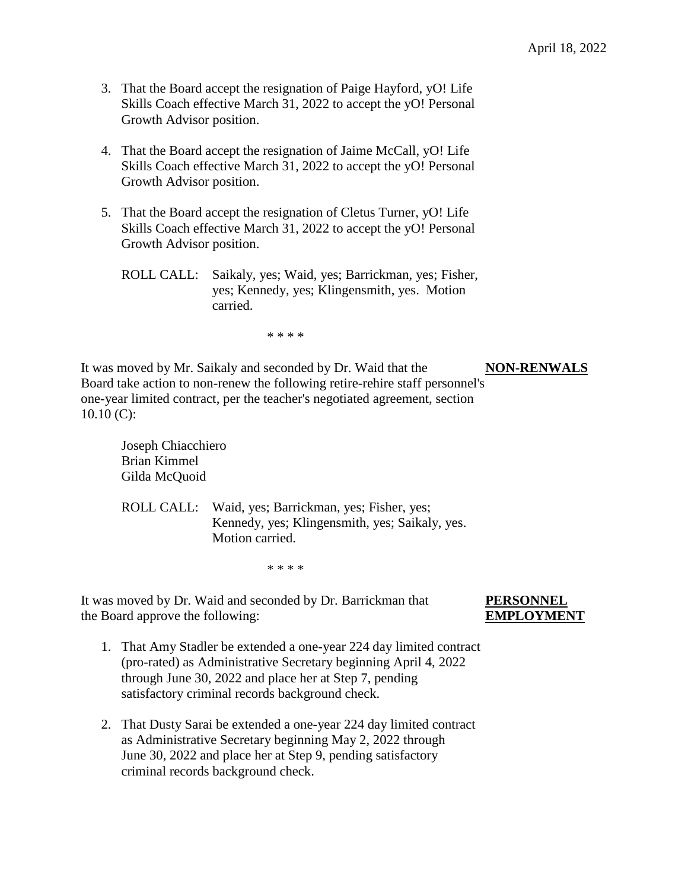3. That the Board accept the resignation of Paige Hayford, yO! Life Skills Coach effective March 31, 2022 to accept the yO! Personal Growth Advisor position.

4. That the Board accept the resignation of Jaime McCall, yO! Life Skills Coach effective March 31, 2022 to accept the yO! Personal Growth Advisor position.

5. That the Board accept the resignation of Cletus Turner, yO! Life Skills Coach effective March 31, 2022 to accept the yO! Personal Growth Advisor position.

   ROLL CALL: Saikaly, yes; Waid, yes; Barrickman, yes; Fisher, yes; Kennedy, yes; Klingensmith, yes. Motion carried.

\* \* \* \*

**NON-RENWALS**

It was moved by Mr. Saikaly and seconded by Dr. Waid that the Board take action to non-renew the following retire-rehire staff personnel's one-year limited contract, per the teacher's negotiated agreement, section 10.10 (C):

Joseph Chiacchiero
Brian Kimmel
Gilda McQuoid

ROLL CALL: Waid, yes; Barrickman, yes; Fisher, yes; Kennedy, yes; Klingensmith, yes; Saikaly, yes. Motion carried.

\* \* \* \*

**PERSONNEL EMPLOYMENT**

It was moved by Dr. Waid and seconded by Dr. Barrickman that the Board approve the following:

1. That Amy Stadler be extended a one-year 224 day limited contract (pro-rated) as Administrative Secretary beginning April 4, 2022 through June 30, 2022 and place her at Step 7, pending satisfactory criminal records background check.

2. That Dusty Sarai be extended a one-year 224 day limited contract as Administrative Secretary beginning May 2, 2022 through June 30, 2022 and place her at Step 9, pending satisfactory criminal records background check.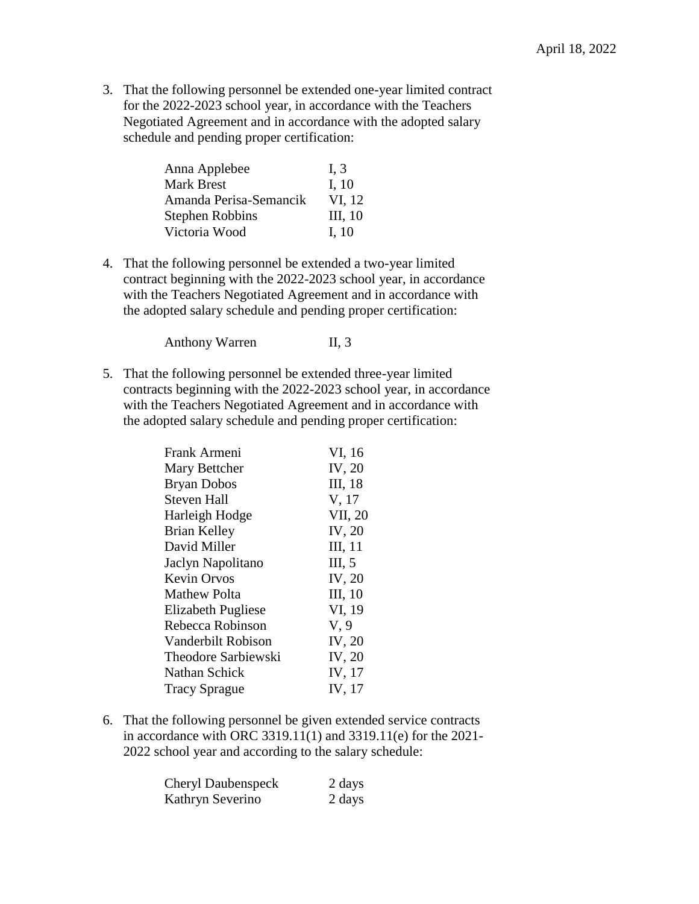April 18, 2022

3. That the following personnel be extended one-year limited contract for the 2022-2023 school year, in accordance with the Teachers Negotiated Agreement and in accordance with the adopted salary schedule and pending proper certification:

| | |
|---|---|
| Anna Applebee | I, 3 |
| Mark Brest | I, 10 |
| Amanda Perisa-Semancik | VI, 12 |
| Stephen Robbins | III, 10 |
| Victoria Wood | I, 10 |

4. That the following personnel be extended a two-year limited contract beginning with the 2022-2023 school year, in accordance with the Teachers Negotiated Agreement and in accordance with the adopted salary schedule and pending proper certification:

| | |
|---|---|
| Anthony Warren | II, 3 |

5. That the following personnel be extended three-year limited contracts beginning with the 2022-2023 school year, in accordance with the Teachers Negotiated Agreement and in accordance with the adopted salary schedule and pending proper certification:

| | |
|---|---|
| Frank Armeni | VI, 16 |
| Mary Bettcher | IV, 20 |
| Bryan Dobos | III, 18 |
| Steven Hall | V, 17 |
| Harleigh Hodge | VII, 20 |
| Brian Kelley | IV, 20 |
| David Miller | III, 11 |
| Jaclyn Napolitano | III, 5 |
| Kevin Orvos | IV, 20 |
| Mathew Polta | III, 10 |
| Elizabeth Pugliese | VI, 19 |
| Rebecca Robinson | V, 9 |
| Vanderbilt Robison | IV, 20 |
| Theodore Sarbiewski | IV, 20 |
| Nathan Schick | IV, 17 |
| Tracy Sprague | IV, 17 |

6. That the following personnel be given extended service contracts in accordance with ORC 3319.11(1) and 3319.11(e) for the 2021-2022 school year and according to the salary schedule:

| | |
|---|---|
| Cheryl Daubenspeck | 2 days |
| Kathryn Severino | 2 days |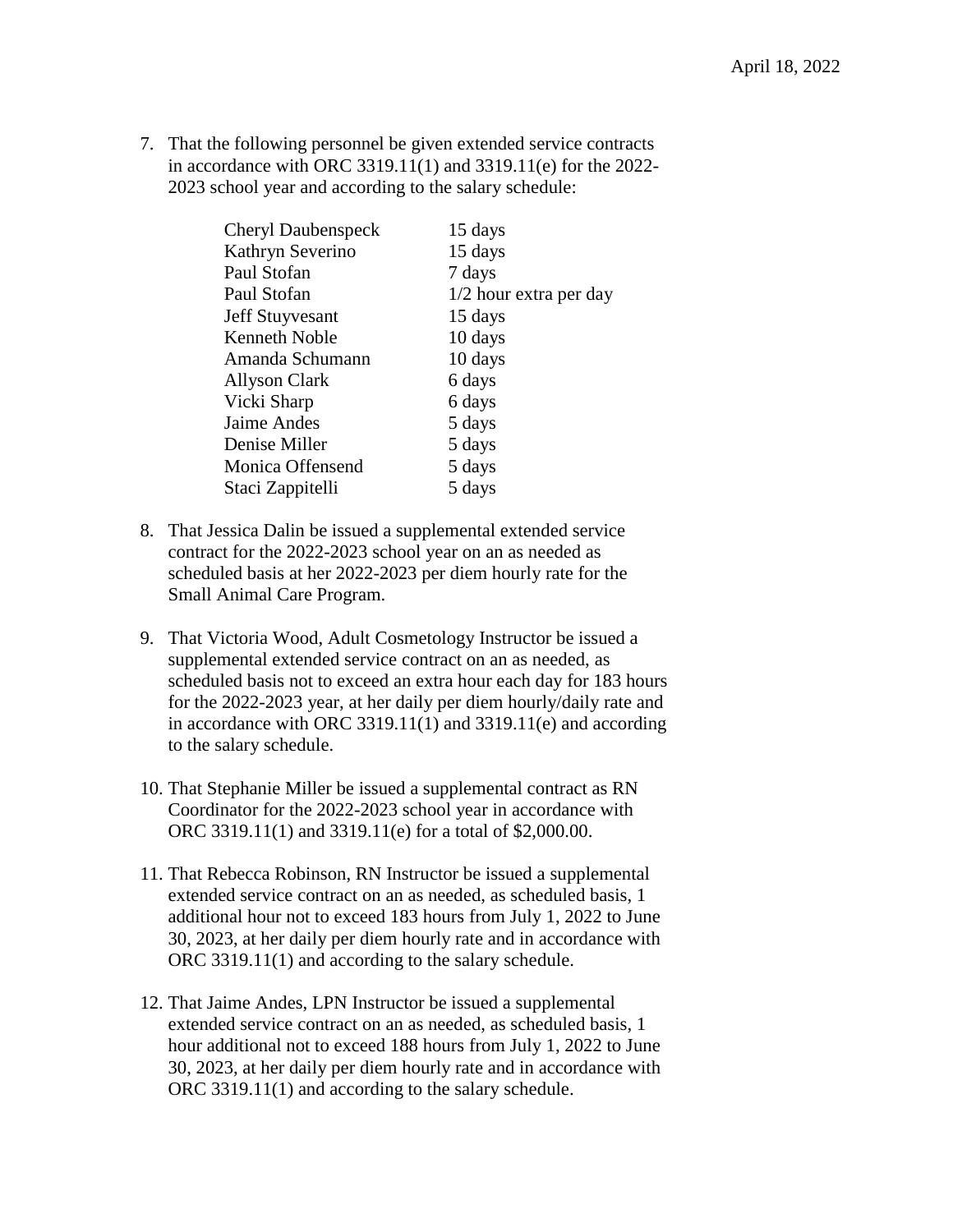7. That the following personnel be given extended service contracts in accordance with ORC 3319.11(1) and 3319.11(e) for the 2022-2023 school year and according to the salary schedule:

| | |
|---|---|
| Cheryl Daubenspeck | 15 days |
| Kathryn Severino | 15 days |
| Paul Stofan | 7 days |
| Paul Stofan | 1/2 hour extra per day |
| Jeff Stuyvesant | 15 days |
| Kenneth Noble | 10 days |
| Amanda Schumann | 10 days |
| Allyson Clark | 6 days |
| Vicki Sharp | 6 days |
| Jaime Andes | 5 days |
| Denise Miller | 5 days |
| Monica Offensend | 5 days |
| Staci Zappitelli | 5 days |

8. That Jessica Dalin be issued a supplemental extended service contract for the 2022-2023 school year on an as needed as scheduled basis at her 2022-2023 per diem hourly rate for the Small Animal Care Program.

9. That Victoria Wood, Adult Cosmetology Instructor be issued a supplemental extended service contract on an as needed, as scheduled basis not to exceed an extra hour each day for 183 hours for the 2022-2023 year, at her daily per diem hourly/daily rate and in accordance with ORC 3319.11(1) and 3319.11(e) and according to the salary schedule.

10. That Stephanie Miller be issued a supplemental contract as RN Coordinator for the 2022-2023 school year in accordance with ORC 3319.11(1) and 3319.11(e) for a total of $2,000.00.

11. That Rebecca Robinson, RN Instructor be issued a supplemental extended service contract on an as needed, as scheduled basis, 1 additional hour not to exceed 183 hours from July 1, 2022 to June 30, 2023, at her daily per diem hourly rate and in accordance with ORC 3319.11(1) and according to the salary schedule.

12. That Jaime Andes, LPN Instructor be issued a supplemental extended service contract on an as needed, as scheduled basis, 1 hour additional not to exceed 188 hours from July 1, 2022 to June 30, 2023, at her daily per diem hourly rate and in accordance with ORC 3319.11(1) and according to the salary schedule.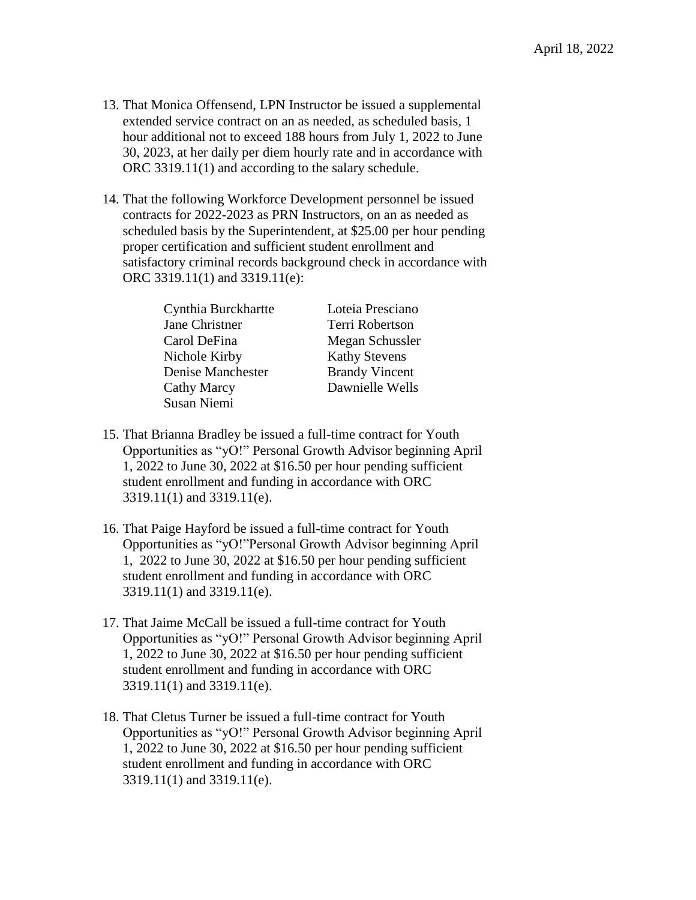April 18, 2022

13. That Monica Offensend, LPN Instructor be issued a supplemental extended service contract on an as needed, as scheduled basis, 1 hour additional not to exceed 188 hours from July 1, 2022 to June 30, 2023, at her daily per diem hourly rate and in accordance with ORC 3319.11(1) and according to the salary schedule.

14. That the following Workforce Development personnel be issued contracts for 2022-2023 as PRN Instructors, on an as needed as scheduled basis by the Superintendent, at $25.00 per hour pending proper certification and sufficient student enrollment and satisfactory criminal records background check in accordance with ORC 3319.11(1) and 3319.11(e):

    Cynthia Burckhartte
    Jane Christner
    Carol DeFina
    Nichole Kirby
    Denise Manchester
    Cathy Marcy
    Susan Niemi
    Loteia Presciano
    Terri Robertson
    Megan Schussler
    Kathy Stevens
    Brandy Vincent
    Dawnielle Wells

15. That Brianna Bradley be issued a full-time contract for Youth Opportunities as "yO!" Personal Growth Advisor beginning April 1, 2022 to June 30, 2022 at $16.50 per hour pending sufficient student enrollment and funding in accordance with ORC 3319.11(1) and 3319.11(e).

16. That Paige Hayford be issued a full-time contract for Youth Opportunities as "yO!"Personal Growth Advisor beginning April 1, 2022 to June 30, 2022 at $16.50 per hour pending sufficient student enrollment and funding in accordance with ORC 3319.11(1) and 3319.11(e).

17. That Jaime McCall be issued a full-time contract for Youth Opportunities as "yO!" Personal Growth Advisor beginning April 1, 2022 to June 30, 2022 at $16.50 per hour pending sufficient student enrollment and funding in accordance with ORC 3319.11(1) and 3319.11(e).

18. That Cletus Turner be issued a full-time contract for Youth Opportunities as "yO!" Personal Growth Advisor beginning April 1, 2022 to June 30, 2022 at $16.50 per hour pending sufficient student enrollment and funding in accordance with ORC 3319.11(1) and 3319.11(e).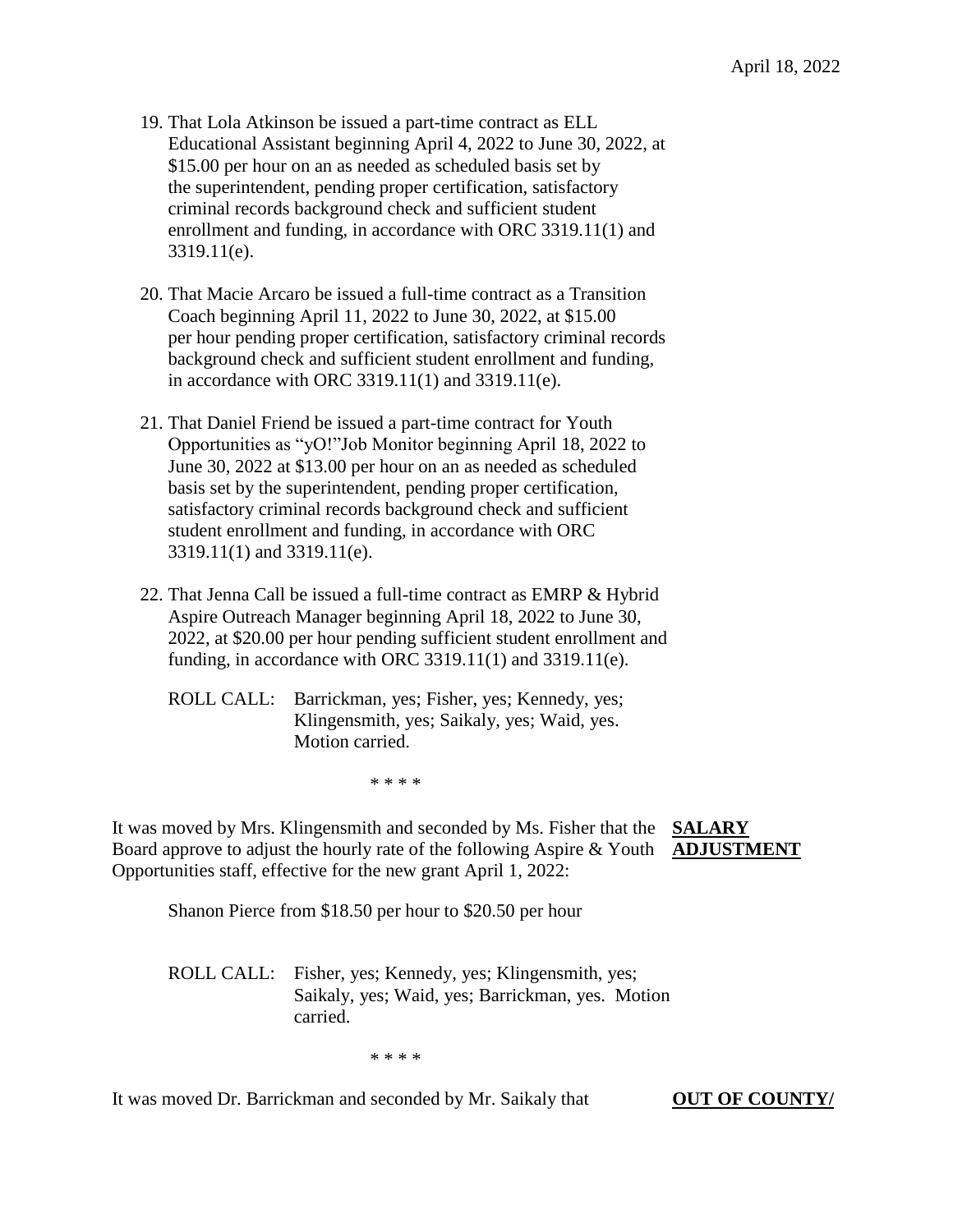19. That Lola Atkinson be issued a part-time contract as ELL Educational Assistant beginning April 4, 2022 to June 30, 2022, at $15.00 per hour on an as needed as scheduled basis set by the superintendent, pending proper certification, satisfactory criminal records background check and sufficient student enrollment and funding, in accordance with ORC 3319.11(1) and 3319.11(e).

20. That Macie Arcaro be issued a full-time contract as a Transition Coach beginning April 11, 2022 to June 30, 2022, at $15.00 per hour pending proper certification, satisfactory criminal records background check and sufficient student enrollment and funding, in accordance with ORC 3319.11(1) and 3319.11(e).

21. That Daniel Friend be issued a part-time contract for Youth Opportunities as "yO!"Job Monitor beginning April 18, 2022 to June 30, 2022 at $13.00 per hour on an as needed as scheduled basis set by the superintendent, pending proper certification, satisfactory criminal records background check and sufficient student enrollment and funding, in accordance with ORC 3319.11(1) and 3319.11(e).

22. That Jenna Call be issued a full-time contract as EMRP & Hybrid Aspire Outreach Manager beginning April 18, 2022 to June 30, 2022, at $20.00 per hour pending sufficient student enrollment and funding, in accordance with ORC 3319.11(1) and 3319.11(e).

    ROLL CALL: Barrickman, yes; Fisher, yes; Kennedy, yes; Klingensmith, yes; Saikaly, yes; Waid, yes. Motion carried.

\* \* \* \*

**SALARY ADJUSTMENT**

It was moved by Mrs. Klingensmith and seconded by Ms. Fisher that the Board approve to adjust the hourly rate of the following Aspire & Youth Opportunities staff, effective for the new grant April 1, 2022:

Shanon Pierce from $18.50 per hour to $20.50 per hour

ROLL CALL: Fisher, yes; Kennedy, yes; Klingensmith, yes; Saikaly, yes; Waid, yes; Barrickman, yes. Motion carried.

\* \* \* \*

**OUT OF COUNTY/**

It was moved Dr. Barrickman and seconded by Mr. Saikaly that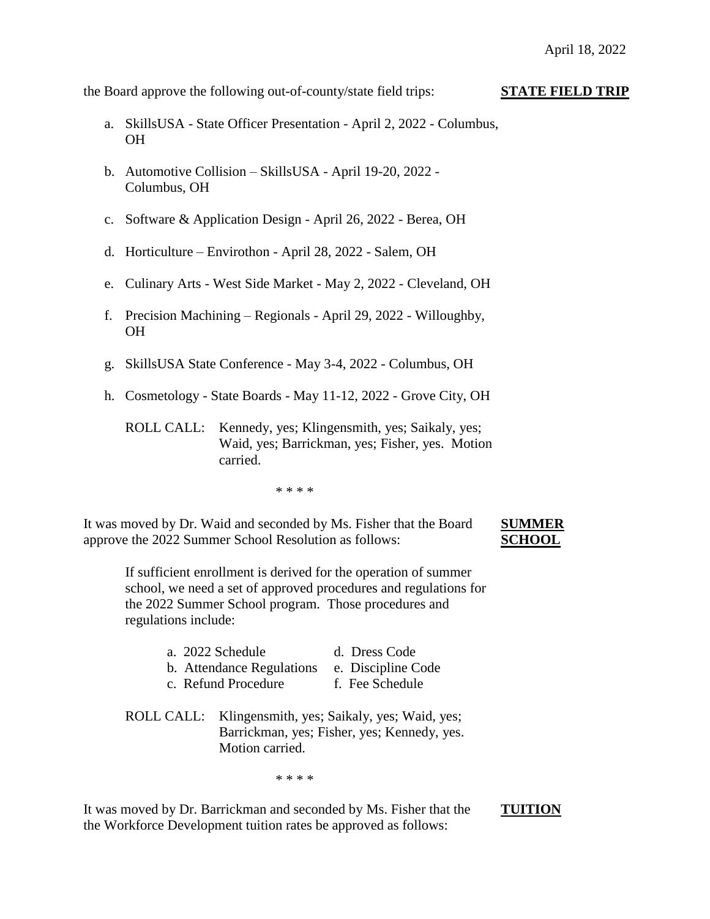the Board approve the following out-of-county/state field trips: **STATE FIELD TRIP**

a. SkillsUSA - State Officer Presentation - April 2, 2022 - Columbus, OH

b. Automotive Collision – SkillsUSA - April 19-20, 2022 - Columbus, OH

c. Software & Application Design - April 26, 2022 - Berea, OH

d. Horticulture – Envirothon - April 28, 2022 - Salem, OH

e. Culinary Arts - West Side Market - May 2, 2022 - Cleveland, OH

f. Precision Machining – Regionals - April 29, 2022 - Willoughby, OH

g. SkillsUSA State Conference - May 3-4, 2022 - Columbus, OH

h. Cosmetology - State Boards - May 11-12, 2022 - Grove City, OH

ROLL CALL: Kennedy, yes; Klingensmith, yes; Saikaly, yes; Waid, yes; Barrickman, yes; Fisher, yes. Motion carried.

\* \* \* \*

It was moved by Dr. Waid and seconded by Ms. Fisher that the Board approve the 2022 Summer School Resolution as follows: **SUMMER SCHOOL**

If sufficient enrollment is derived for the operation of summer school, we need a set of approved procedures and regulations for the 2022 Summer School program. Those procedures and regulations include:

a. 2022 Schedule
b. Attendance Regulations
c. Refund Procedure
d. Dress Code
e. Discipline Code
f. Fee Schedule

ROLL CALL: Klingensmith, yes; Saikaly, yes; Waid, yes; Barrickman, yes; Fisher, yes; Kennedy, yes. Motion carried.

\* \* \* \*

It was moved by Dr. Barrickman and seconded by Ms. Fisher that the the Workforce Development tuition rates be approved as follows: **TUITION**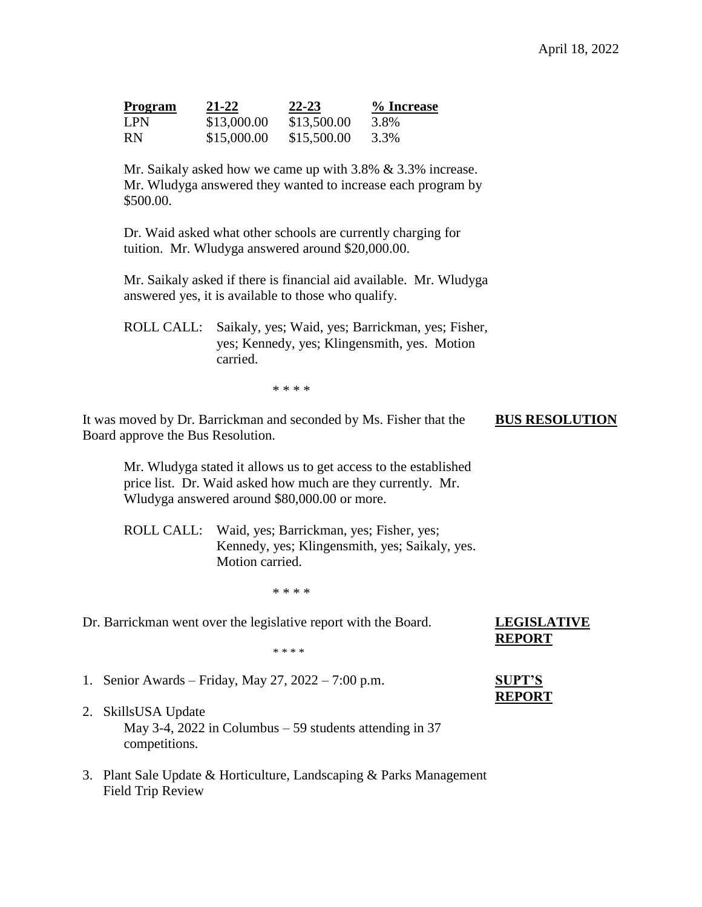| Program | 21-22 | 22-23 | % Increase |
|---|---|---|---|
| LPN | $13,000.00 | $13,500.00 | 3.8% |
| RN | $15,000.00 | $15,500.00 | 3.3% |

Mr. Saikaly asked how we came up with 3.8% & 3.3% increase. Mr. Wludyga answered they wanted to increase each program by $500.00.

Dr. Waid asked what other schools are currently charging for tuition. Mr. Wludyga answered around $20,000.00.

Mr. Saikaly asked if there is financial aid available. Mr. Wludyga answered yes, it is available to those who qualify.

ROLL CALL: Saikaly, yes; Waid, yes; Barrickman, yes; Fisher, yes; Kennedy, yes; Klingensmith, yes. Motion carried.

\* \* \* \*

**BUS RESOLUTION**

It was moved by Dr. Barrickman and seconded by Ms. Fisher that the Board approve the Bus Resolution.

Mr. Wludyga stated it allows us to get access to the established price list. Dr. Waid asked how much are they currently. Mr. Wludyga answered around $80,000.00 or more.

ROLL CALL: Waid, yes; Barrickman, yes; Fisher, yes; Kennedy, yes; Klingensmith, yes; Saikaly, yes. Motion carried.

\* \* \* \*

**LEGISLATIVE REPORT**

Dr. Barrickman went over the legislative report with the Board.

\* \* \* \*

**SUPT'S REPORT**

1. Senior Awards – Friday, May 27, 2022 – 7:00 p.m.
2. SkillsUSA Update
   May 3-4, 2022 in Columbus – 59 students attending in 37 competitions.
3. Plant Sale Update & Horticulture, Landscaping & Parks Management Field Trip Review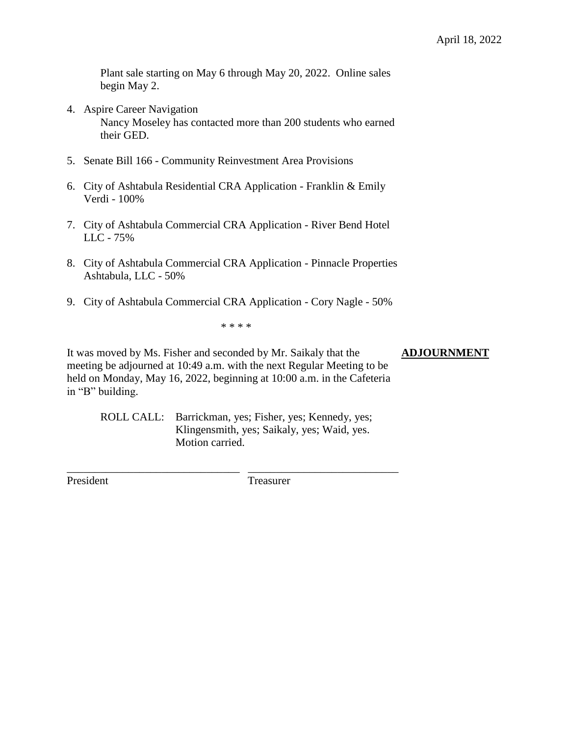Plant sale starting on May 6 through May 20, 2022. Online sales begin May 2.

4. Aspire Career Navigation
   Nancy Moseley has contacted more than 200 students who earned their GED.

5. Senate Bill 166 - Community Reinvestment Area Provisions

6. City of Ashtabula Residential CRA Application - Franklin & Emily Verdi - 100%

7. City of Ashtabula Commercial CRA Application - River Bend Hotel LLC - 75%

8. City of Ashtabula Commercial CRA Application - Pinnacle Properties Ashtabula, LLC - 50%

9. City of Ashtabula Commercial CRA Application - Cory Nagle - 50%

\* \* \* \*

**ADJOURNMENT**

It was moved by Ms. Fisher and seconded by Mr. Saikaly that the meeting be adjourned at 10:49 a.m. with the next Regular Meeting to be held on Monday, May 16, 2022, beginning at 10:00 a.m. in the Cafeteria in "B" building.

ROLL CALL: Barrickman, yes; Fisher, yes; Kennedy, yes; Klingensmith, yes; Saikaly, yes; Waid, yes. Motion carried.

\_\_\_\_\_\_\_\_\_\_\_\_\_\_\_\_\_\_\_\_\_\_\_\_\_\_\_\_\_\_ \_\_\_\_\_\_\_\_\_\_\_\_\_\_\_\_\_\_\_\_\_\_\_\_\_\_\_\_\_\_

President Treasurer